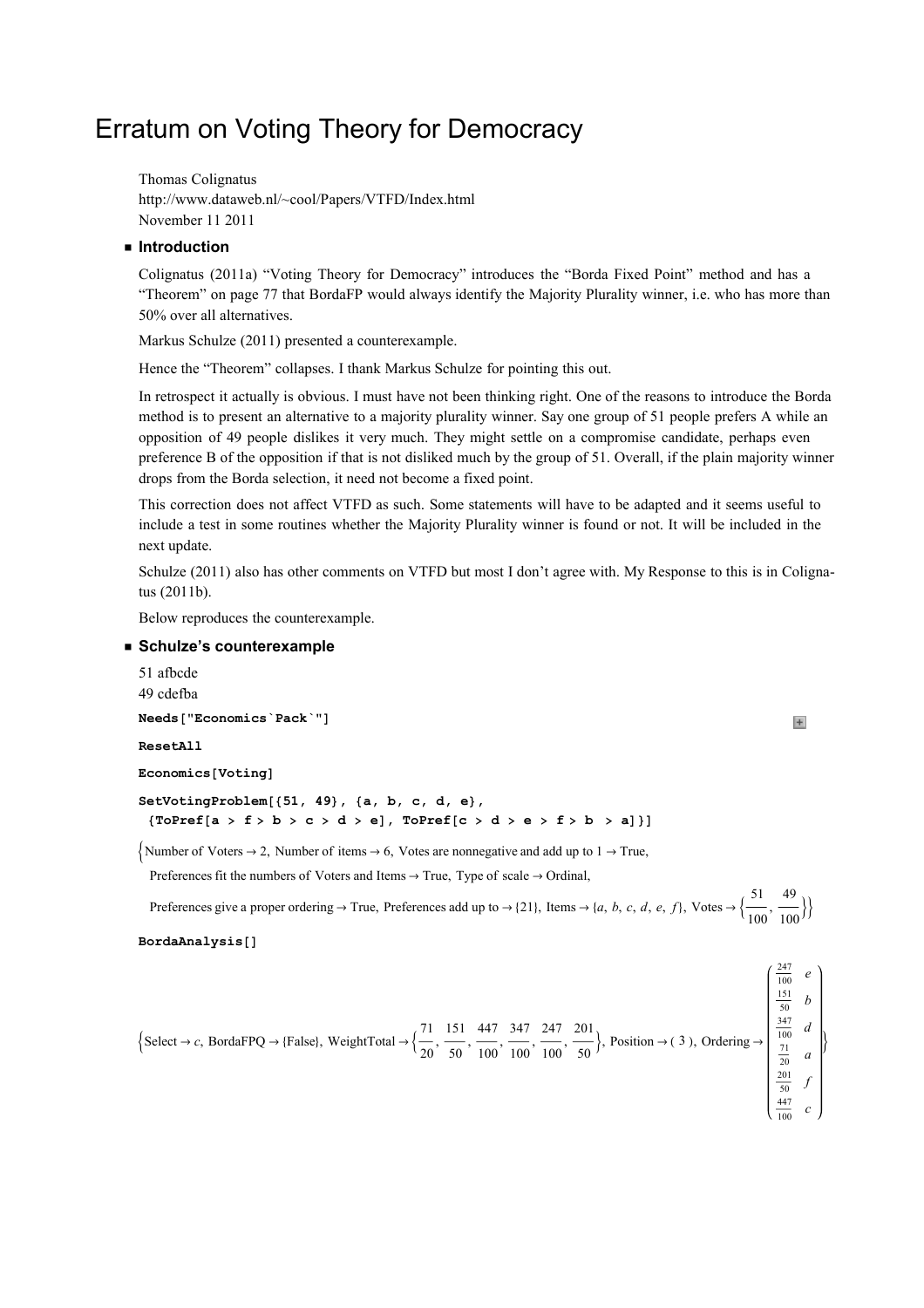# Erratum on Voting Theory for Democracy

Thomas Colignatus
http://www.dataweb.nl/~cool/Papers/VTFD/Index.html
November 11 2011

## Introduction

Colignatus (2011a) "Voting Theory for Democracy" introduces the "Borda Fixed Point" method and has a "Theorem" on page 77 that BordaFP would always identify the Majority Plurality winner, i.e. who has more than 50% over all alternatives.

Markus Schulze (2011) presented a counterexample.

Hence the "Theorem" collapses. I thank Markus Schulze for pointing this out.

In retrospect it actually is obvious. I must have not been thinking right. One of the reasons to introduce the Borda method is to present an alternative to a majority plurality winner. Say one group of 51 people prefers A while an opposition of 49 people dislikes it very much. They might settle on a compromise candidate, perhaps even preference B of the opposition if that is not disliked much by the group of 51. Overall, if the plain majority winner drops from the Borda selection, it need not become a fixed point.

This correction does not affect VTFD as such. Some statements will have to be adapted and it seems useful to include a test in some routines whether the Majority Plurality winner is found or not. It will be included in the next update.

Schulze (2011) also has other comments on VTFD but most I don't agree with. My Response to this is in Colignatus (2011b).

Below reproduces the counterexample.

## Schulze's counterexample

51 afbcde
49 cdefba

```
Needs["Economics`Pack`"]

ResetAll

Economics[Voting]

SetVotingProblem[{51, 49}, {a, b, c, d, e},
 {ToPref[a > f > b > c > d > e], ToPref[c > d > e > f > b  > a]}]
```

$\{$Number of Voters $\to$ 2, Number of items $\to$ 6, Votes are nonnegative and add up to 1 $\to$ True,
Preferences fit the numbers of Voters and Items $\to$ True, Type of scale $\to$ Ordinal,
Preferences give a proper ordering $\to$ True, Preferences add up to $\to$ {21}, Items $\to$ {$a$, $b$, $c$, $d$, $e$, $f$}, Votes $\to \left\{\frac{51}{100}, \frac{49}{100}\right\}\}$

```
BordaAnalysis[]
```

$$\left\{\text{Select} \to c,\ \text{BordaFPQ} \to \{\text{False}\},\ \text{WeightTotal} \to \left\{\frac{71}{20}, \frac{151}{50}, \frac{447}{100}, \frac{347}{100}, \frac{247}{100}, \frac{201}{50}\right\},\ \text{Position} \to (\ 3\ ),\ \text{Ordering} \to \begin{pmatrix} \frac{247}{100} & e \\ \frac{151}{50} & b \\ \frac{347}{100} & d \\ \frac{71}{20} & a \\ \frac{201}{50} & f \\ \frac{447}{100} & c \end{pmatrix}\right\}$$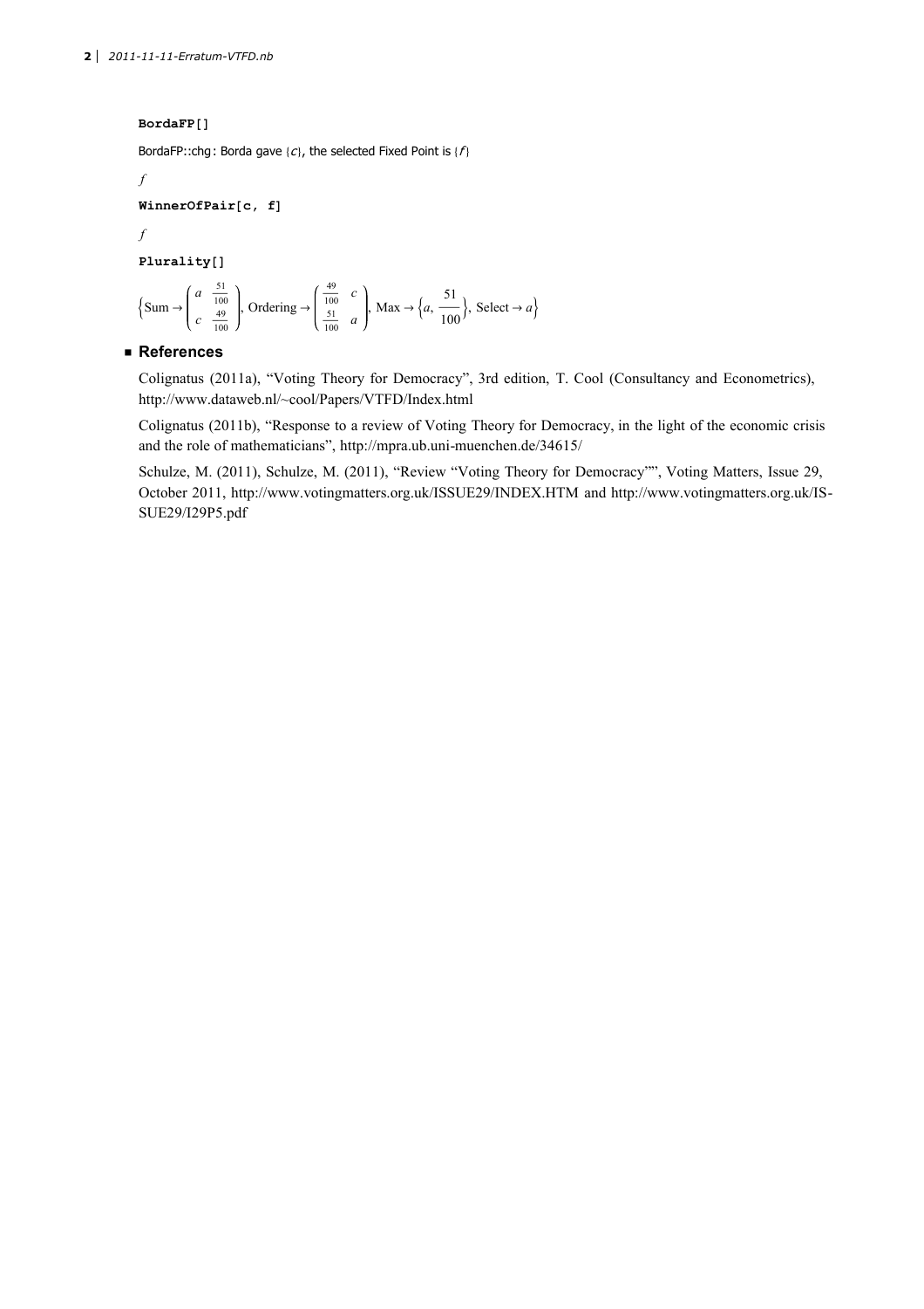```
BordaFP[]
```

BordaFP::chg : Borda gave {$c$}, the selected Fixed Point is {$f$}

$f$

```
WinnerOfPair[c, f]
```

$f$

```
Plurality[]
```

$$\left\{\text{Sum} \to \begin{pmatrix} a & \frac{51}{100} \\ c & \frac{49}{100} \end{pmatrix}, \text{Ordering} \to \begin{pmatrix} \frac{49}{100} & c \\ \frac{51}{100} & a \end{pmatrix}, \text{Max} \to \left\{a, \frac{51}{100}\right\}, \text{Select} \to a\right\}$$

## References

Colignatus (2011a), "Voting Theory for Democracy", 3rd edition, T. Cool (Consultancy and Econometrics), http://www.dataweb.nl/~cool/Papers/VTFD/Index.html

Colignatus (2011b), "Response to a review of Voting Theory for Democracy, in the light of the economic crisis and the role of mathematicians", http://mpra.ub.uni-muenchen.de/34615/

Schulze, M. (2011), Schulze, M. (2011), "Review "Voting Theory for Democracy"", Voting Matters, Issue 29, October 2011, http://www.votingmatters.org.uk/ISSUE29/INDEX.HTM and http://www.votingmatters.org.uk/ISSUE29/I29P5.pdf